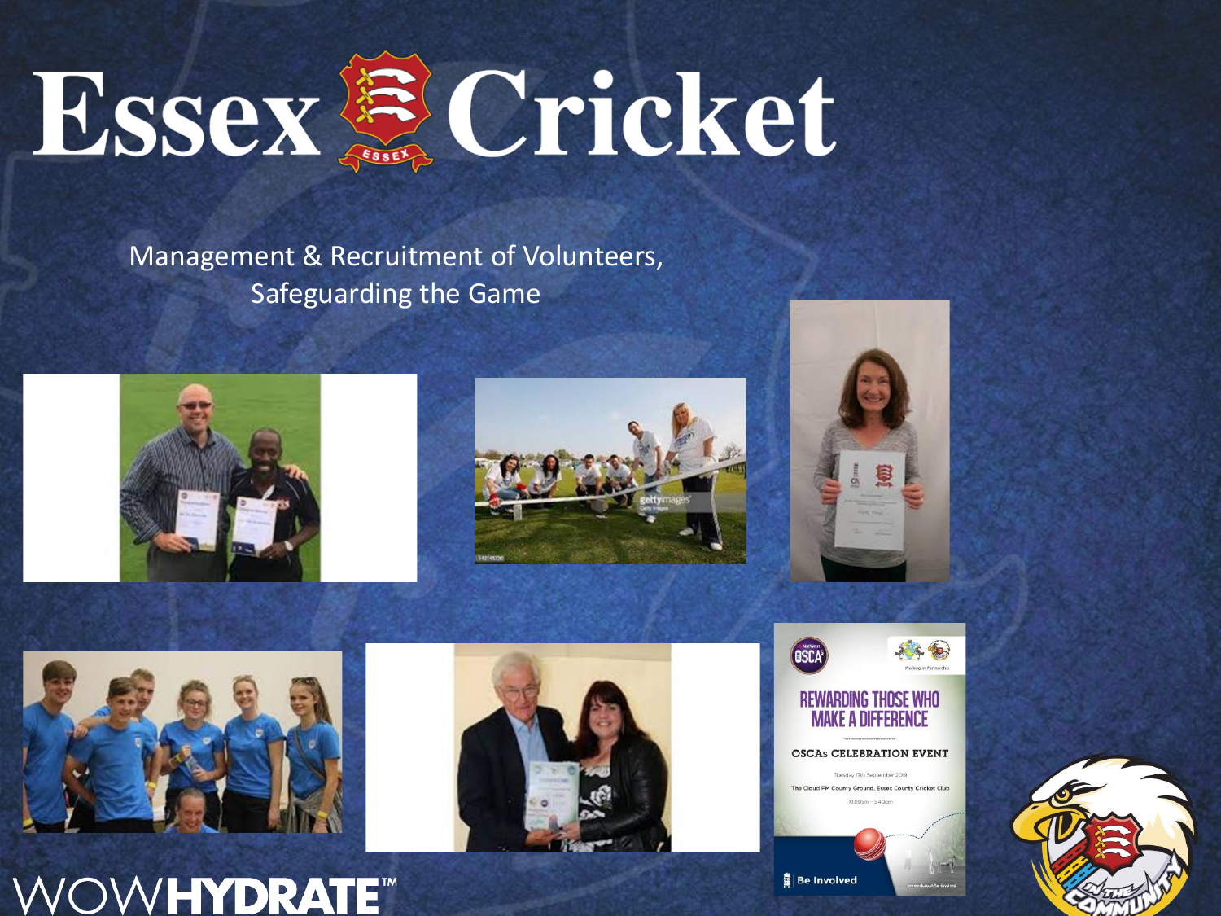# Essex Cricket

Management & Recruitment of Volunteers,
Safeguarding the Game

WOWHYDRATE™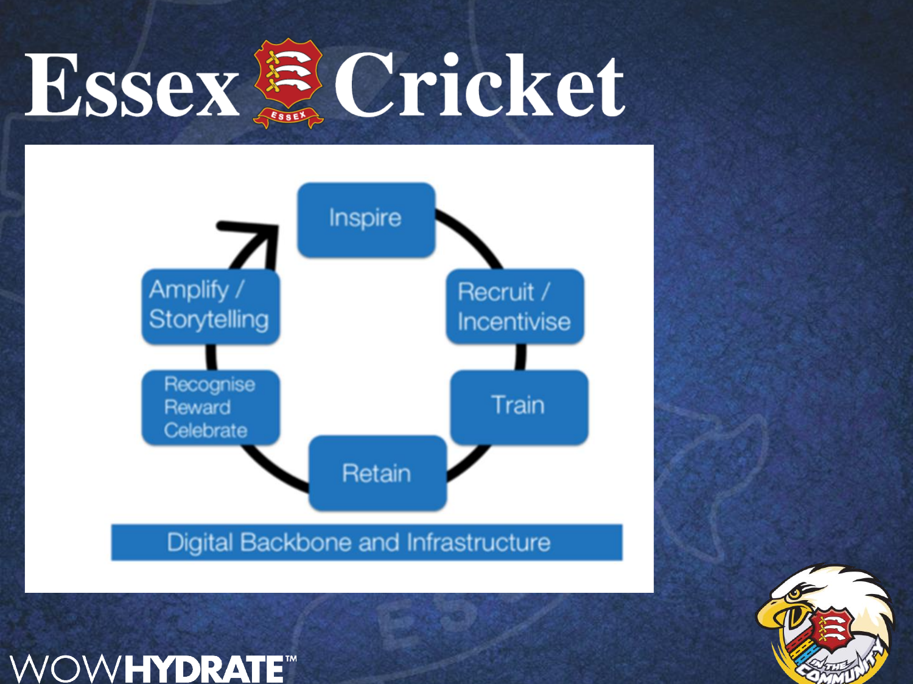# Essex Cricket

Inspire

Recruit / Incentivise

Train

Retain

Recognise Reward Celebrate

Amplify / Storytelling

Digital Backbone and Infrastructure

WOWHYDRATE™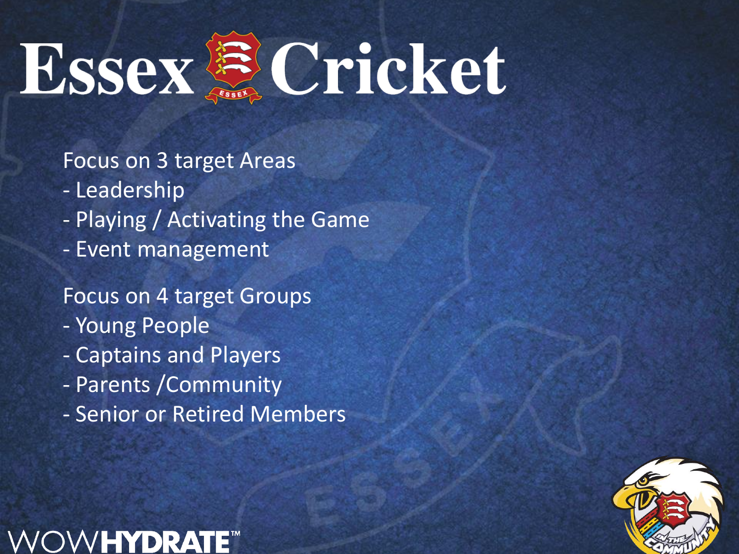# Essex Cricket

Focus on 3 target Areas
- Leadership
- Playing / Activating the Game
- Event management

Focus on 4 target Groups
- Young People
- Captains and Players
- Parents /Community
- Senior or Retired Members

WOWHYDRATE™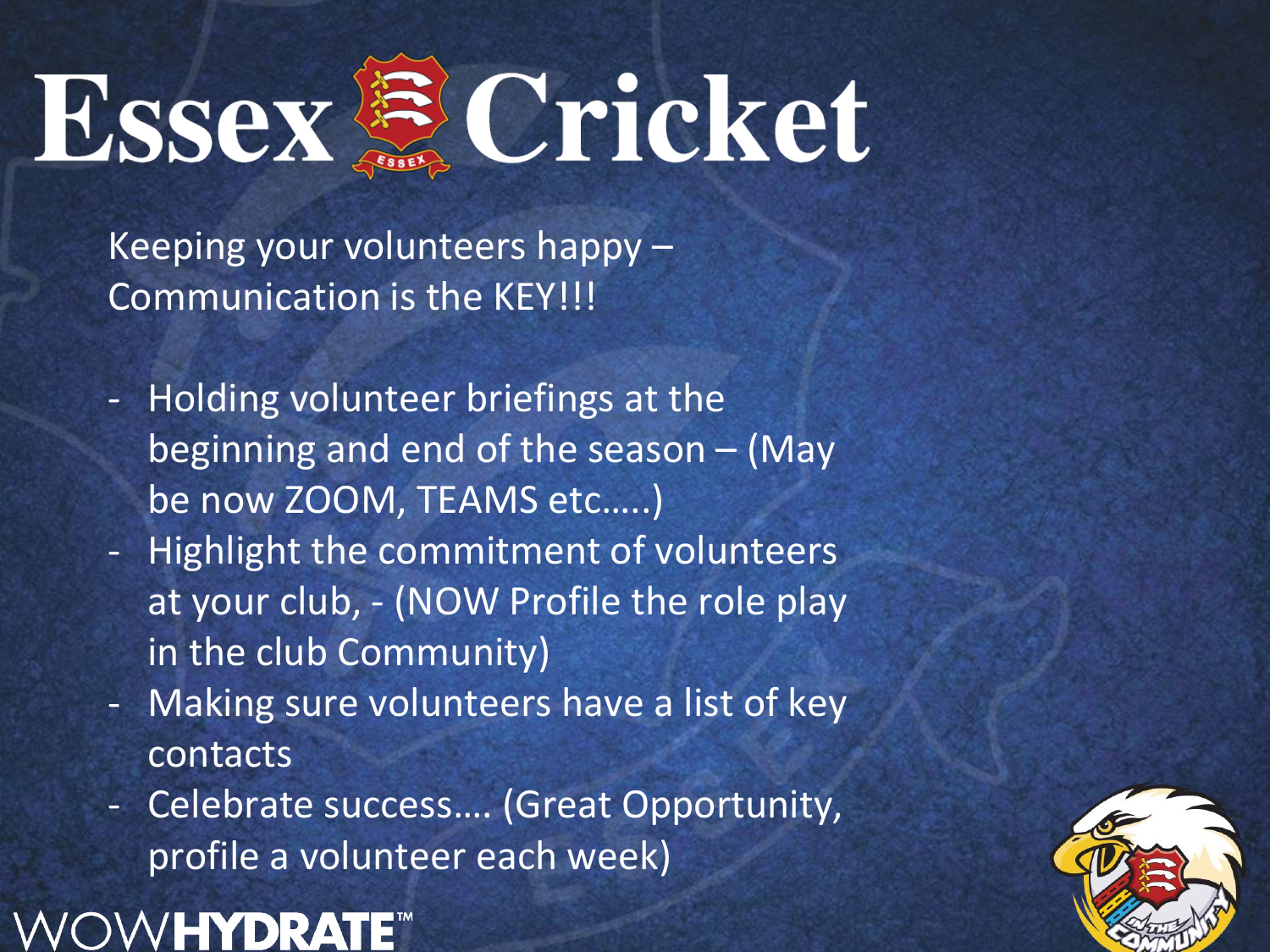# Essex Cricket

Keeping your volunteers happy – Communication is the KEY!!!

- Holding volunteer briefings at the beginning and end of the season – (May be now ZOOM, TEAMS etc…..)
- Highlight the commitment of volunteers at your club, - (NOW Profile the role play in the club Community)
- Making sure volunteers have a list of key contacts
- Celebrate success…. (Great Opportunity, profile a volunteer each week)

WOWHYDRATE™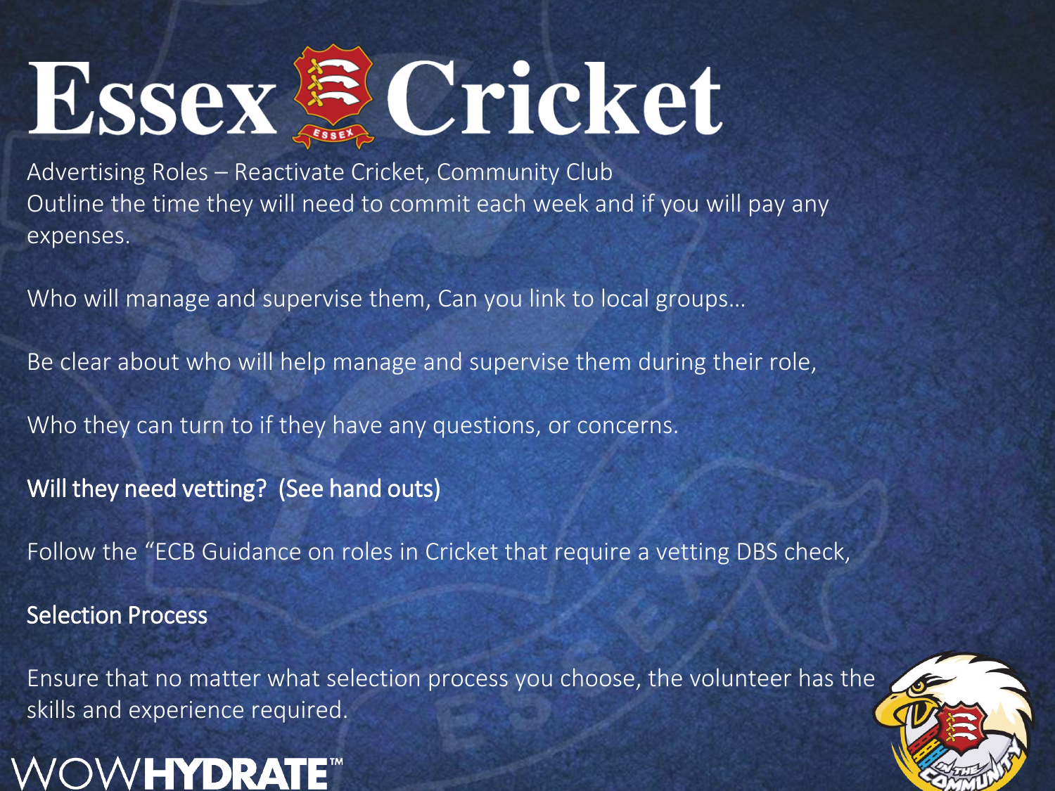# Essex Cricket

Advertising Roles – Reactivate Cricket, Community Club

Outline the time they will need to commit each week and if you will pay any expenses.

Who will manage and supervise them, Can you link to local groups…

Be clear about who will help manage and supervise them during their role,

Who they can turn to if they have any questions, or concerns.

**Will they need vetting? (See hand outs)**

Follow the "ECB Guidance on roles in Cricket that require a vetting DBS check,

**Selection Process**

Ensure that no matter what selection process you choose, the volunteer has the skills and experience required.

WOWHYDRATE™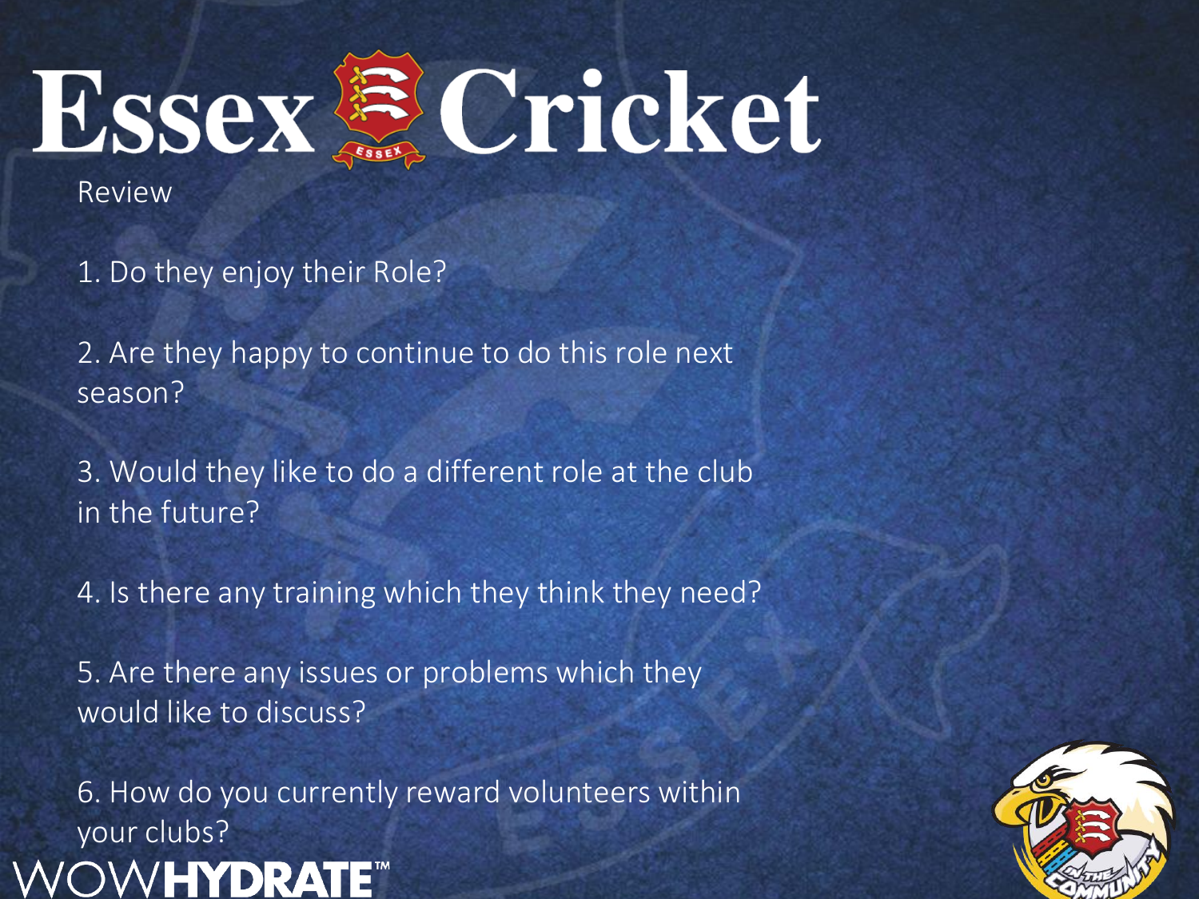# Essex Cricket

## Review

1. Do they enjoy their Role?

2. Are they happy to continue to do this role next season?

3. Would they like to do a different role at the club in the future?

4. Is there any training which they think they need?

5. Are there any issues or problems which they would like to discuss?

6. How do you currently reward volunteers within your clubs?

WOWHYDRATE™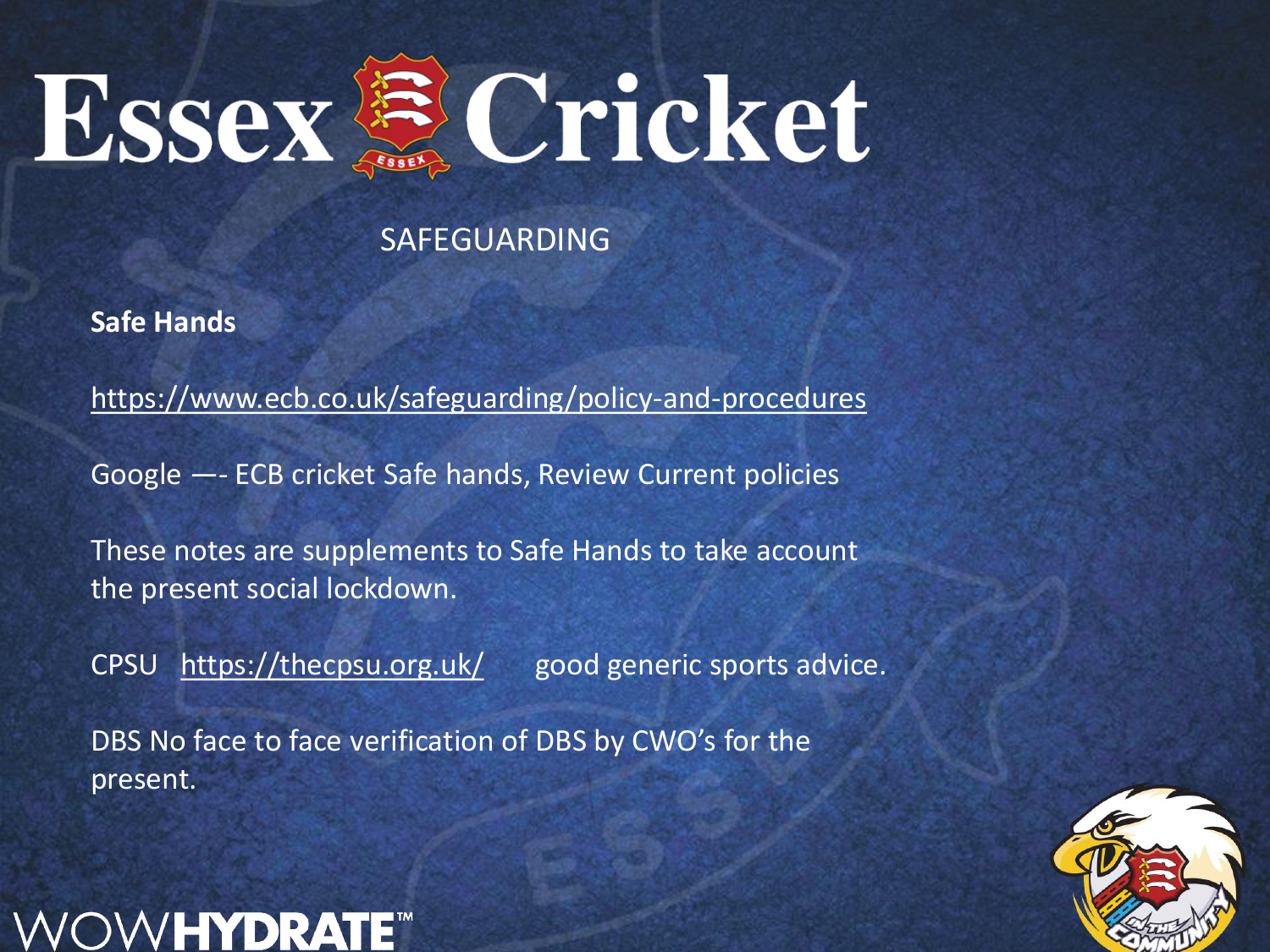# Essex Cricket

## SAFEGUARDING

**Safe Hands**

https://www.ecb.co.uk/safeguarding/policy-and-procedures

Google —- ECB cricket Safe hands, Review Current policies

These notes are supplements to Safe Hands to take account the present social lockdown.

CPSU https://thecpsu.org.uk/ good generic sports advice.

DBS No face to face verification of DBS by CWO's for the present.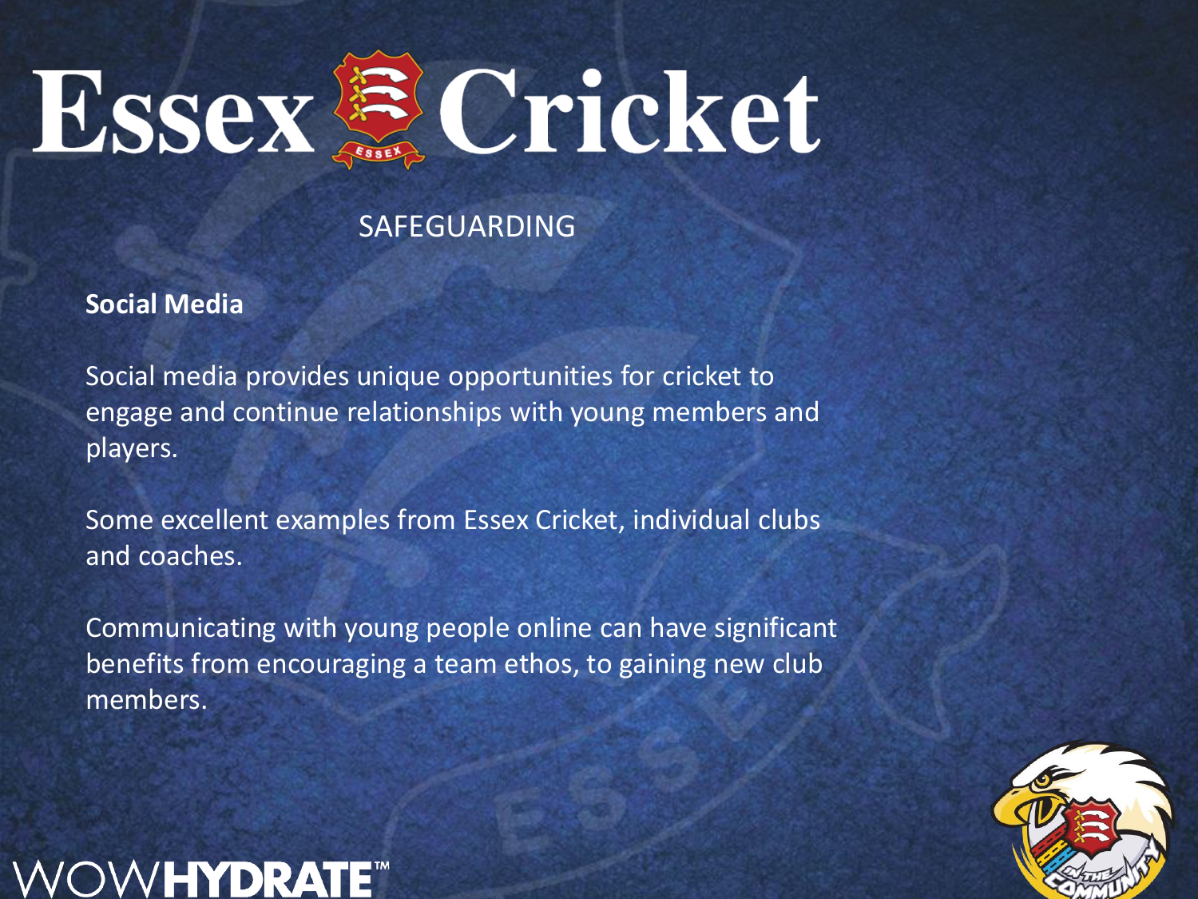# Essex Cricket

## SAFEGUARDING

**Social Media**

Social media provides unique opportunities for cricket to engage and continue relationships with young members and players.

Some excellent examples from Essex Cricket, individual clubs and coaches.

Communicating with young people online can have significant benefits from encouraging a team ethos, to gaining new club members.

WOWHYDRATE™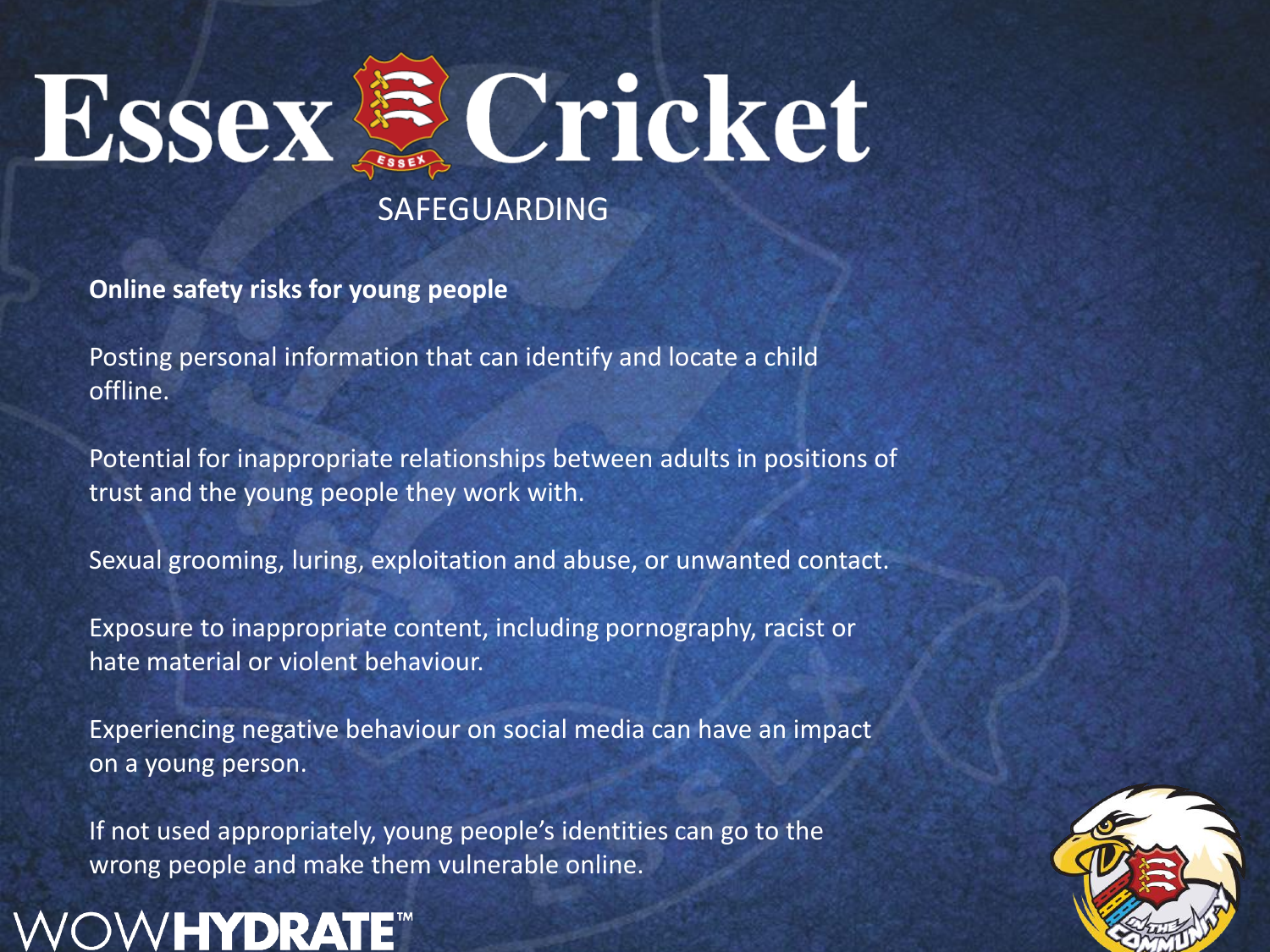# Essex Cricket

SAFEGUARDING

**Online safety risks for young people**

Posting personal information that can identify and locate a child offline.

Potential for inappropriate relationships between adults in positions of trust and the young people they work with.

Sexual grooming, luring, exploitation and abuse, or unwanted contact.

Exposure to inappropriate content, including pornography, racist or hate material or violent behaviour.

Experiencing negative behaviour on social media can have an impact on a young person.

If not used appropriately, young people's identities can go to the wrong people and make them vulnerable online.

WOWHYDRATE™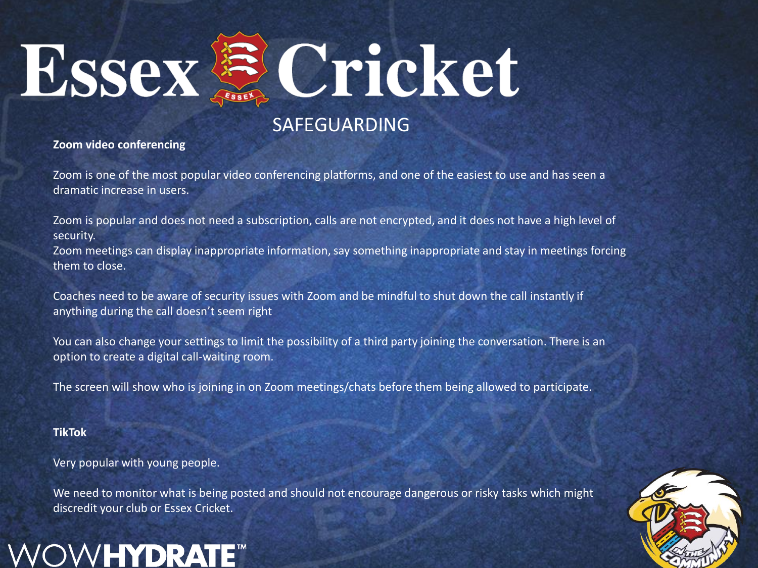# Essex Cricket

## SAFEGUARDING

**Zoom video conferencing**

Zoom is one of the most popular video conferencing platforms, and one of the easiest to use and has seen a dramatic increase in users.

Zoom is popular and does not need a subscription, calls are not encrypted, and it does not have a high level of security.
Zoom meetings can display inappropriate information, say something inappropriate and stay in meetings forcing them to close.

Coaches need to be aware of security issues with Zoom and be mindful to shut down the call instantly if anything during the call doesn't seem right

You can also change your settings to limit the possibility of a third party joining the conversation. There is an option to create a digital call-waiting room.

The screen will show who is joining in on Zoom meetings/chats before them being allowed to participate.

**TikTok**

Very popular with young people.

We need to monitor what is being posted and should not encourage dangerous or risky tasks which might discredit your club or Essex Cricket.

WOWHYDRATE™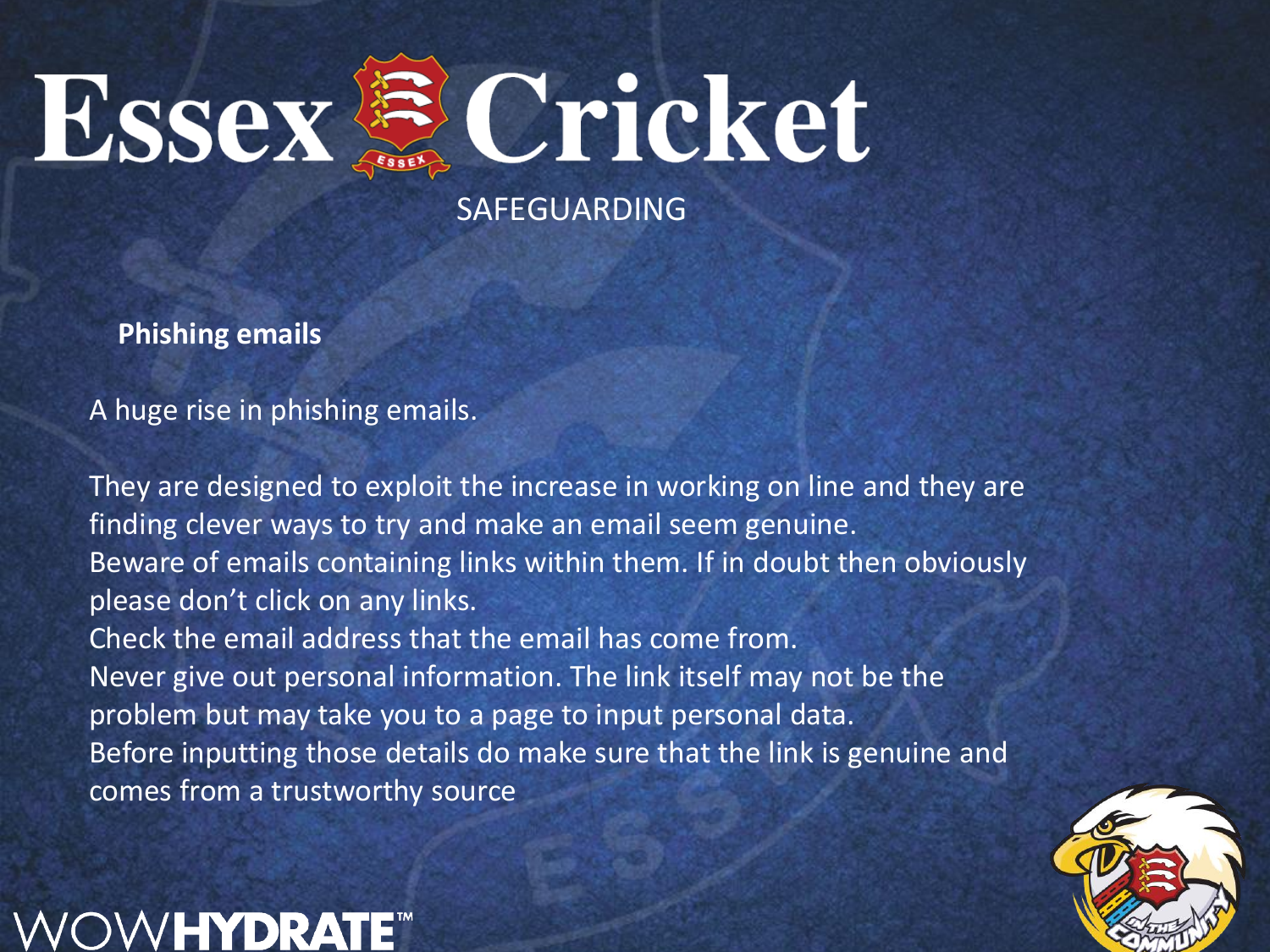# Essex Cricket

SAFEGUARDING

**Phishing emails**

A huge rise in phishing emails.

They are designed to exploit the increase in working on line and they are finding clever ways to try and make an email seem genuine.
Beware of emails containing links within them. If in doubt then obviously please don't click on any links.
Check the email address that the email has come from.
Never give out personal information. The link itself may not be the problem but may take you to a page to input personal data.
Before inputting those details do make sure that the link is genuine and comes from a trustworthy source

WOWHYDRATE™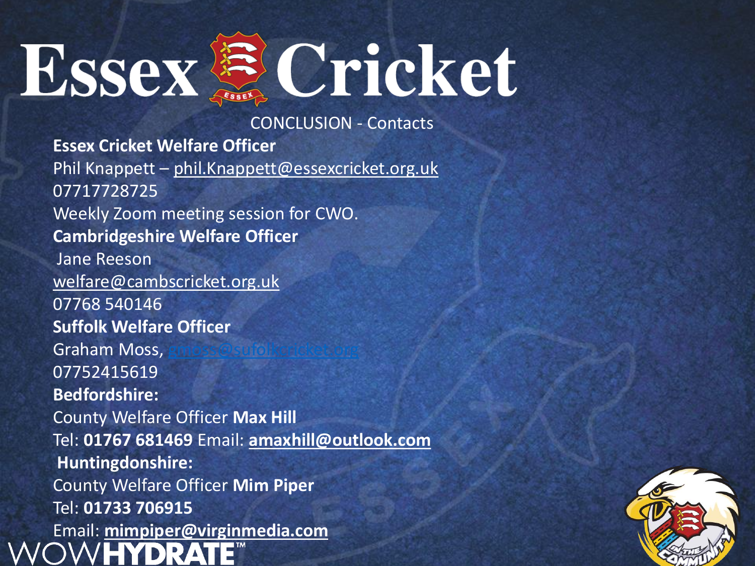# Essex Cricket

## CONCLUSION - Contacts

**Essex Cricket Welfare Officer**
Phil Knappett – phil.Knappett@essexcricket.org.uk
07717728725
Weekly Zoom meeting session for CWO.

**Cambridgeshire Welfare Officer**
Jane Reeson
welfare@cambscricket.org.uk
07768 540146

**Suffolk Welfare Officer**
Graham Moss, gmoss@sufolkcricket.org
07752415619

**Bedfordshire:**
County Welfare Officer **Max Hill**
Tel: **01767 681469** Email: **amaxhill@outlook.com**

**Huntingdonshire:**
County Welfare Officer **Mim Piper**
Tel: **01733 706915**
Email: **mimpiper@virginmedia.com**

WOWHYDRATE™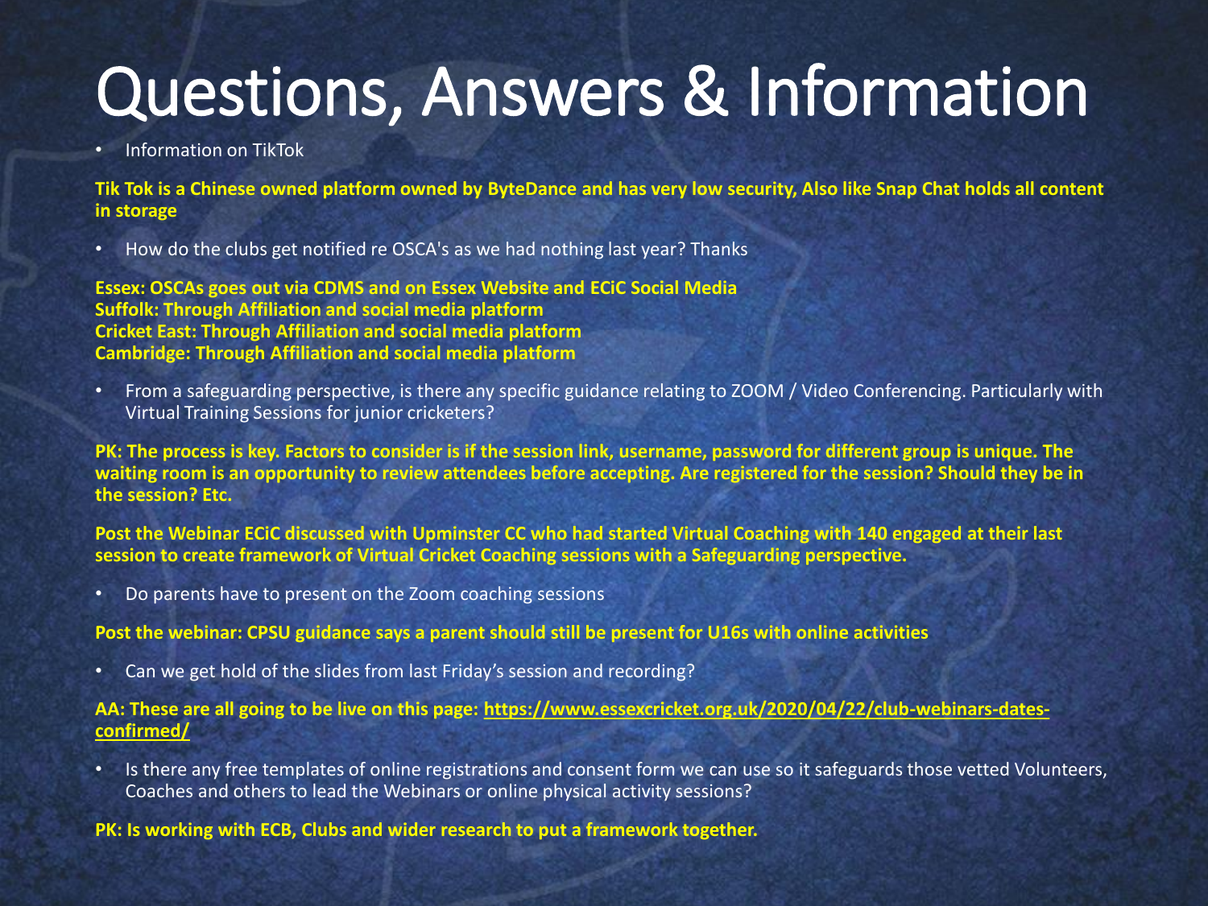# Questions, Answers & Information

- Information on TikTok

**Tik Tok is a Chinese owned platform owned by ByteDance and has very low security, Also like Snap Chat holds all content in storage**

- How do the clubs get notified re OSCA's as we had nothing last year? Thanks

**Essex: OSCAs goes out via CDMS and on Essex Website and ECiC Social Media**
**Suffolk: Through Affiliation and social media platform**
**Cricket East: Through Affiliation and social media platform**
**Cambridge: Through Affiliation and social media platform**

- From a safeguarding perspective, is there any specific guidance relating to ZOOM / Video Conferencing. Particularly with Virtual Training Sessions for junior cricketers?

**PK: The process is key. Factors to consider is if the session link, username, password for different group is unique. The waiting room is an opportunity to review attendees before accepting. Are registered for the session? Should they be in the session? Etc.**

**Post the Webinar ECiC discussed with Upminster CC who had started Virtual Coaching with 140 engaged at their last session to create framework of Virtual Cricket Coaching sessions with a Safeguarding perspective.**

- Do parents have to present on the Zoom coaching sessions

**Post the webinar: CPSU guidance says a parent should still be present for U16s with online activities**

- Can we get hold of the slides from last Friday's session and recording?

**AA: These are all going to be live on this page: https://www.essexcricket.org.uk/2020/04/22/club-webinars-dates-confirmed/**

- Is there any free templates of online registrations and consent form we can use so it safeguards those vetted Volunteers, Coaches and others to lead the Webinars or online physical activity sessions?

**PK: Is working with ECB, Clubs and wider research to put a framework together.**